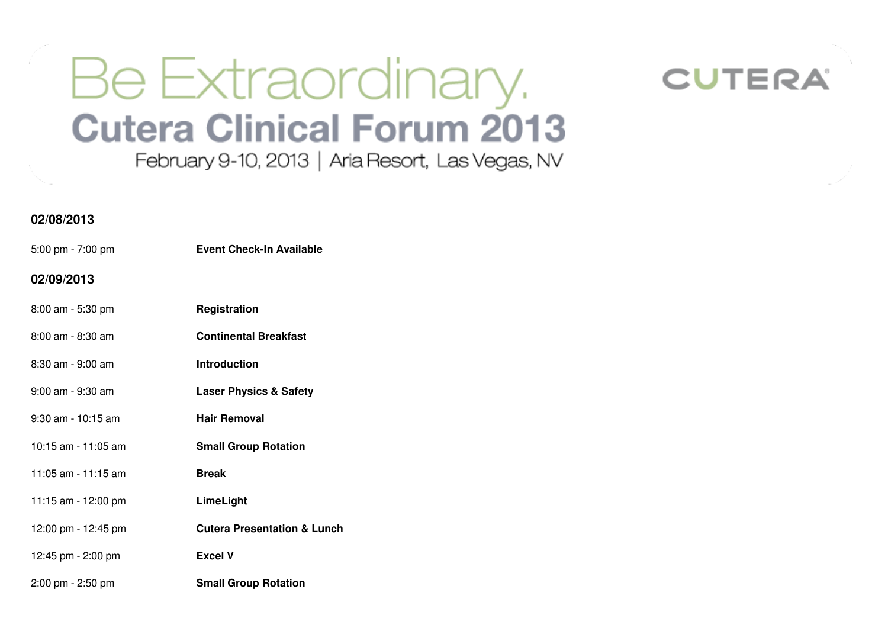# Be Extraordinary.

## Cutera Clinical Forum 2013

February 9-10, 2013 | Aria Resort, Las Vegas, NV

CUTERA®

**02/08/2013**

| | |
|---|---|
| 5:00 pm - 7:00 pm | **Event Check-In Available** |

**02/09/2013**

| | |
|---|---|
| 8:00 am - 5:30 pm | **Registration** |
| 8:00 am - 8:30 am | **Continental Breakfast** |
| 8:30 am - 9:00 am | **Introduction** |
| 9:00 am - 9:30 am | **Laser Physics & Safety** |
| 9:30 am - 10:15 am | **Hair Removal** |
| 10:15 am - 11:05 am | **Small Group Rotation** |
| 11:05 am - 11:15 am | **Break** |
| 11:15 am - 12:00 pm | **LimeLight** |
| 12:00 pm - 12:45 pm | **Cutera Presentation & Lunch** |
| 12:45 pm - 2:00 pm | **Excel V** |
| 2:00 pm - 2:50 pm | **Small Group Rotation** |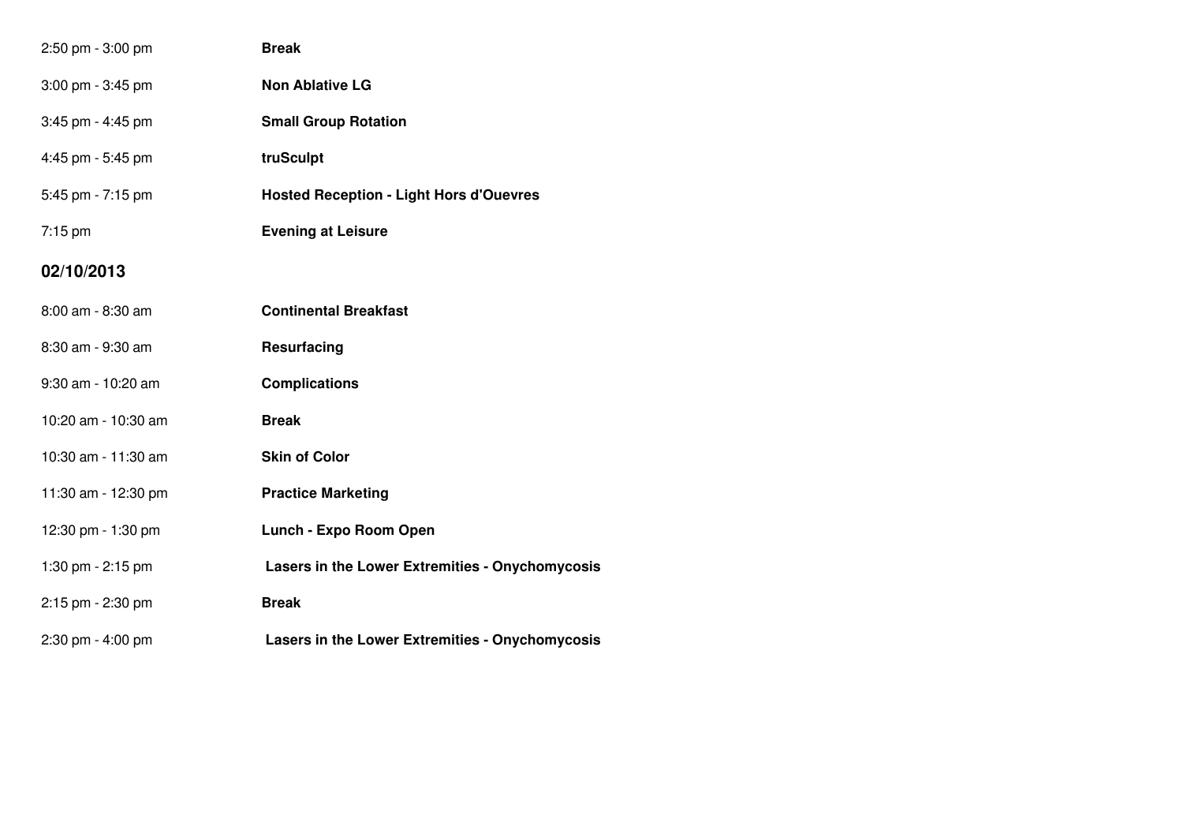| | |
|---|---|
| 2:50 pm - 3:00 pm | **Break** |
| 3:00 pm - 3:45 pm | **Non Ablative LG** |
| 3:45 pm - 4:45 pm | **Small Group Rotation** |
| 4:45 pm - 5:45 pm | **truSculpt** |
| 5:45 pm - 7:15 pm | **Hosted Reception - Light Hors d'Ouevres** |
| 7:15 pm | **Evening at Leisure** |

## 02/10/2013

| | |
|---|---|
| 8:00 am - 8:30 am | **Continental Breakfast** |
| 8:30 am - 9:30 am | **Resurfacing** |
| 9:30 am - 10:20 am | **Complications** |
| 10:20 am - 10:30 am | **Break** |
| 10:30 am - 11:30 am | **Skin of Color** |
| 11:30 am - 12:30 pm | **Practice Marketing** |
| 12:30 pm - 1:30 pm | **Lunch - Expo Room Open** |
| 1:30 pm - 2:15 pm | **Lasers in the Lower Extremities - Onychomycosis** |
| 2:15 pm - 2:30 pm | **Break** |
| 2:30 pm - 4:00 pm | **Lasers in the Lower Extremities - Onychomycosis** |